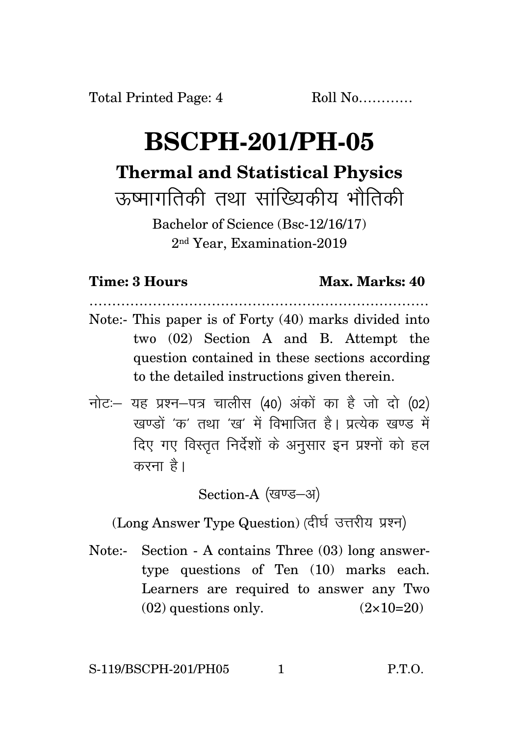Total Printed Page: 4 Roll No…………

# BSCPH-201/PH-05

## Thermal and Statistical Physics

## ऊष्मागतिकी तथा सांख्यिकीय भौतिकी

Bachelor of Science (Bsc-12/16/17)
2nd Year, Examination-2019

**Time: 3 Hours** **Max. Marks: 40**

…………………………………………………………………

Note:- This paper is of Forty (40) marks divided into two (02) Section A and B. Attempt the question contained in these sections according to the detailed instructions given therein.

नोटः— यह प्रश्न–पत्र चालीस (40) अंकों का है जो दो (02) खण्डों 'क' तथा 'ख' में विभाजित है। प्रत्येक खण्ड में दिए गए विस्तृत निर्देशों के अनुसार इन प्रश्नों को हल करना है।

Section-A (खण्ड–अ)

(Long Answer Type Question) (दीर्घ उत्तरीय प्रश्न)

Note:- Section - A contains Three (03) long answer-type questions of Ten (10) marks each. Learners are required to answer any Two (02) questions only. (2×10=20)

S-119/BSCPH-201/PH05 P.T.O.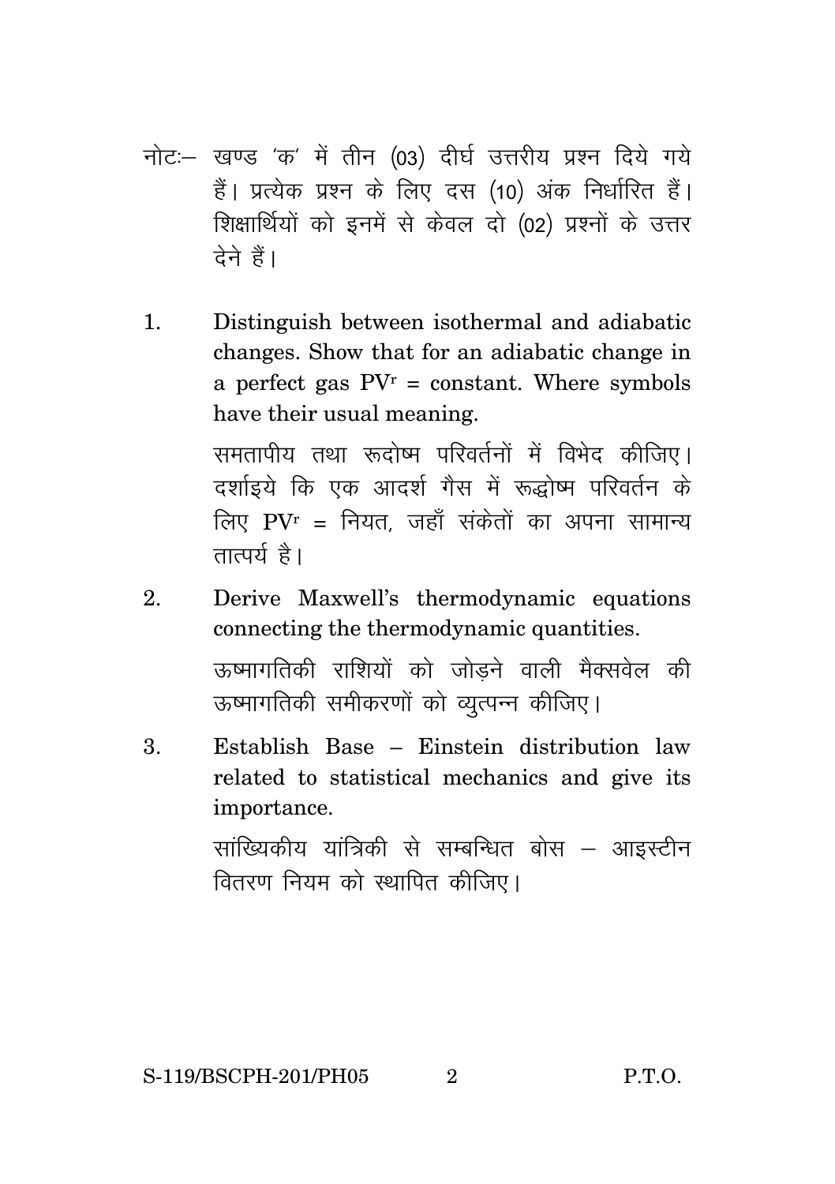नोटः– खण्ड 'क' में तीन (03) दीर्घ उत्तरीय प्रश्न दिये गये हैं। प्रत्येक प्रश्न के लिए दस (10) अंक निर्धारित हैं। शिक्षार्थियों को इनमें से केवल दो (02) प्रश्नों के उत्तर देने हैं।

1. Distinguish between isothermal and adiabatic changes. Show that for an adiabatic change in a perfect gas $PV^r$ = constant. Where symbols have their usual meaning.

   समतापीय तथा रूदोष्म परिवर्तनों में विभेद कीजिए। दर्शाइये कि एक आदर्श गैस में रूद्धोष्म परिवर्तन के लिए $PV^r$ = नियत, जहाँ संकेतों का अपना सामान्य तात्पर्य है।

2. Derive Maxwell's thermodynamic equations connecting the thermodynamic quantities.

   ऊष्मागतिकी राशियों को जोड़ने वाली मैक्सवेल की ऊष्मागतिकी समीकरणों को व्युत्पन्न कीजिए।

3. Establish Base – Einstein distribution law related to statistical mechanics and give its importance.

   सांख्यिकीय यांत्रिकी से सम्बन्धित बोस – आइस्टीन वितरण नियम को स्थापित कीजिए।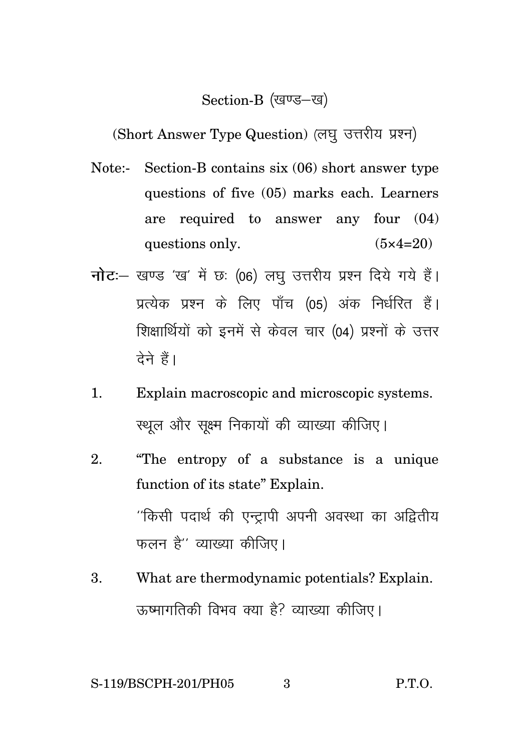## Section-B (खण्ड–ख)

(Short Answer Type Question) (लघु उत्तरीय प्रश्न)

**Note:-** Section-B contains six (06) short answer type questions of five (05) marks each. Learners are required to answer any four (04) questions only. (5×4=20)

**नोटः–** खण्ड 'ख' में छः (06) लघु उत्तरीय प्रश्न दिये गये हैं। प्रत्येक प्रश्न के लिए पाँच (05) अंक निर्धरित हैं। शिक्षार्थियों को इनमें से केवल चार (04) प्रश्नों के उत्तर देने हैं।

1. Explain macroscopic and microscopic systems.

   स्थूल और सूक्ष्म निकायों की व्याख्या कीजिए।

2. "The entropy of a substance is a unique function of its state" Explain.

   ''किसी पदार्थ की एन्ट्रापी अपनी अवस्था का अद्वितीय फलन है'' व्याख्या कीजिए।

3. What are thermodynamic potentials? Explain.

   ऊष्मागतिकी विभव क्या है? व्याख्या कीजिए।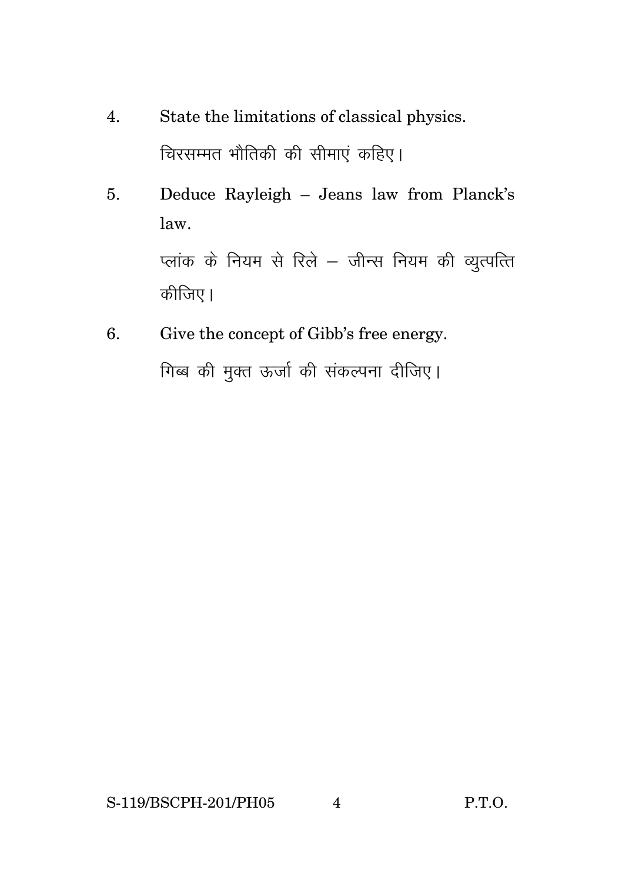4. State the limitations of classical physics.

   चिरसम्मत भौतिकी की सीमाएं कहिए।

5. Deduce Rayleigh – Jeans law from Planck's law.

   प्लांक के नियम से रिले – जीन्स नियम की व्युत्पत्ति कीजिए।

6. Give the concept of Gibb's free energy.

   गिब्ब की मुक्त ऊर्जा की संकल्पना दीजिए।